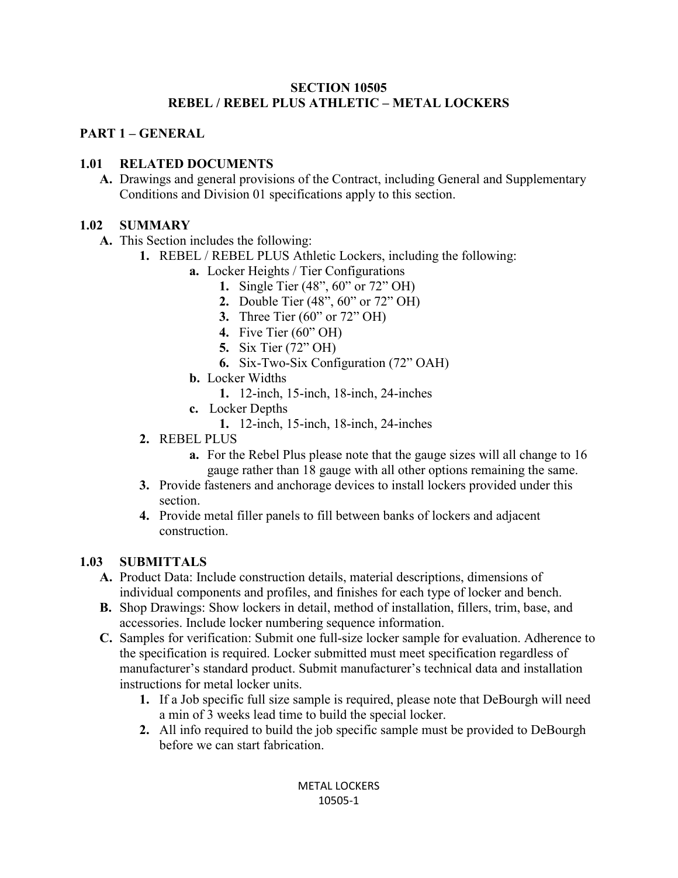# SECTION 10505
# REBEL / REBEL PLUS ATHLETIC – METAL LOCKERS

## PART 1 – GENERAL

### 1.01 RELATED DOCUMENTS

**A.** Drawings and general provisions of the Contract, including General and Supplementary Conditions and Division 01 specifications apply to this section.

### 1.02 SUMMARY

**A.** This Section includes the following:

1. REBEL / REBEL PLUS Athletic Lockers, including the following:
   - **a.** Locker Heights / Tier Configurations
     1. Single Tier (48", 60" or 72" OH)
     2. Double Tier (48", 60" or 72" OH)
     3. Three Tier (60" or 72" OH)
     4. Five Tier (60" OH)
     5. Six Tier (72" OH)
     6. Six-Two-Six Configuration (72" OAH)
   - **b.** Locker Widths
     1. 12-inch, 15-inch, 18-inch, 24-inches
   - **c.** Locker Depths
     1. 12-inch, 15-inch, 18-inch, 24-inches
2. REBEL PLUS
   - **a.** For the Rebel Plus please note that the gauge sizes will all change to 16 gauge rather than 18 gauge with all other options remaining the same.
3. Provide fasteners and anchorage devices to install lockers provided under this section.
4. Provide metal filler panels to fill between banks of lockers and adjacent construction.

### 1.03 SUBMITTALS

**A.** Product Data: Include construction details, material descriptions, dimensions of individual components and profiles, and finishes for each type of locker and bench.

**B.** Shop Drawings: Show lockers in detail, method of installation, fillers, trim, base, and accessories. Include locker numbering sequence information.

**C.** Samples for verification: Submit one full-size locker sample for evaluation. Adherence to the specification is required. Locker submitted must meet specification regardless of manufacturer's standard product. Submit manufacturer's technical data and installation instructions for metal locker units.

1. If a Job specific full size sample is required, please note that DeBourgh will need a min of 3 weeks lead time to build the special locker.
2. All info required to build the job specific sample must be provided to DeBourgh before we can start fabrication.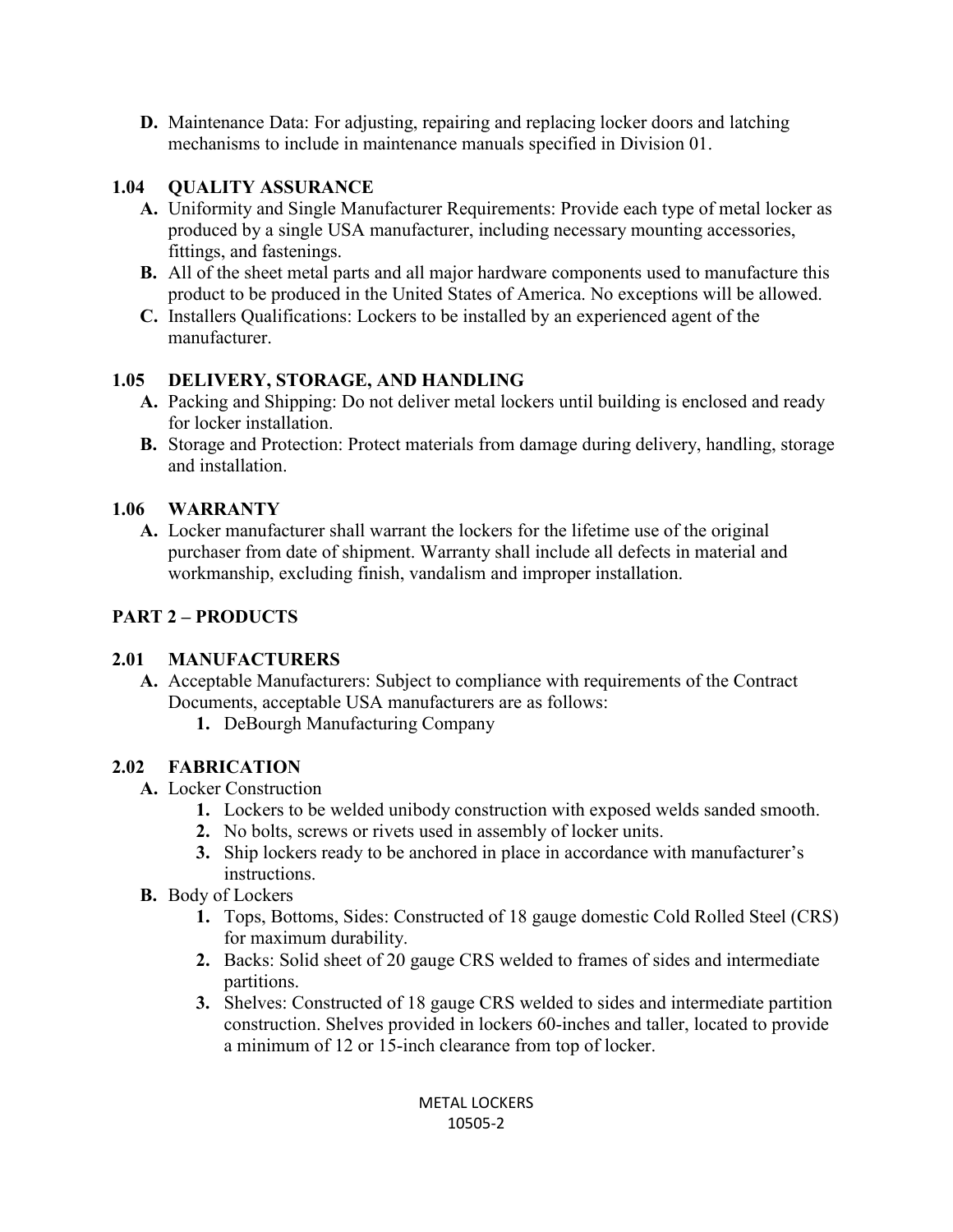**D.** Maintenance Data: For adjusting, repairing and replacing locker doors and latching mechanisms to include in maintenance manuals specified in Division 01.

### 1.04 QUALITY ASSURANCE

**A.** Uniformity and Single Manufacturer Requirements: Provide each type of metal locker as produced by a single USA manufacturer, including necessary mounting accessories, fittings, and fastenings.

**B.** All of the sheet metal parts and all major hardware components used to manufacture this product to be produced in the United States of America. No exceptions will be allowed.

**C.** Installers Qualifications: Lockers to be installed by an experienced agent of the manufacturer.

### 1.05 DELIVERY, STORAGE, AND HANDLING

**A.** Packing and Shipping: Do not deliver metal lockers until building is enclosed and ready for locker installation.

**B.** Storage and Protection: Protect materials from damage during delivery, handling, storage and installation.

### 1.06 WARRANTY

**A.** Locker manufacturer shall warrant the lockers for the lifetime use of the original purchaser from date of shipment. Warranty shall include all defects in material and workmanship, excluding finish, vandalism and improper installation.

## PART 2 – PRODUCTS

### 2.01 MANUFACTURERS

**A.** Acceptable Manufacturers: Subject to compliance with requirements of the Contract Documents, acceptable USA manufacturers are as follows:

1. DeBourgh Manufacturing Company

### 2.02 FABRICATION

**A.** Locker Construction

1. Lockers to be welded unibody construction with exposed welds sanded smooth.
2. No bolts, screws or rivets used in assembly of locker units.
3. Ship lockers ready to be anchored in place in accordance with manufacturer's instructions.

**B.** Body of Lockers

1. Tops, Bottoms, Sides: Constructed of 18 gauge domestic Cold Rolled Steel (CRS) for maximum durability.
2. Backs: Solid sheet of 20 gauge CRS welded to frames of sides and intermediate partitions.
3. Shelves: Constructed of 18 gauge CRS welded to sides and intermediate partition construction. Shelves provided in lockers 60-inches and taller, located to provide a minimum of 12 or 15-inch clearance from top of locker.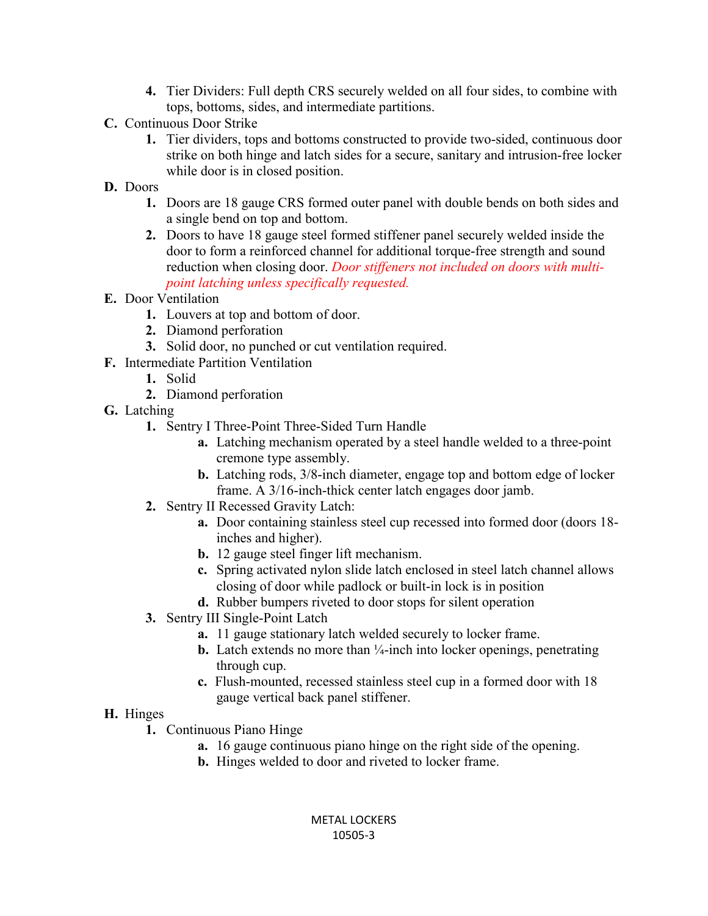4. **Tier Dividers:** Full depth CRS securely welded on all four sides, to combine with tops, bottoms, sides, and intermediate partitions.

**C.** Continuous Door Strike

1. Tier dividers, tops and bottoms constructed to provide two-sided, continuous door strike on both hinge and latch sides for a secure, sanitary and intrusion-free locker while door is in closed position.

**D.** Doors

1. Doors are 18 gauge CRS formed outer panel with double bends on both sides and a single bend on top and bottom.
2. Doors to have 18 gauge steel formed stiffener panel securely welded inside the door to form a reinforced channel for additional torque-free strength and sound reduction when closing door. *Door stiffeners not included on doors with multi-point latching unless specifically requested.*

**E.** Door Ventilation

1. Louvers at top and bottom of door.
2. Diamond perforation
3. Solid door, no punched or cut ventilation required.

**F.** Intermediate Partition Ventilation

1. Solid
2. Diamond perforation

**G.** Latching

1. Sentry I Three-Point Three-Sided Turn Handle
   - **a.** Latching mechanism operated by a steel handle welded to a three-point cremone type assembly.
   - **b.** Latching rods, 3/8-inch diameter, engage top and bottom edge of locker frame. A 3/16-inch-thick center latch engages door jamb.
2. Sentry II Recessed Gravity Latch:
   - **a.** Door containing stainless steel cup recessed into formed door (doors 18-inches and higher).
   - **b.** 12 gauge steel finger lift mechanism.
   - **c.** Spring activated nylon slide latch enclosed in steel latch channel allows closing of door while padlock or built-in lock is in position
   - **d.** Rubber bumpers riveted to door stops for silent operation
3. Sentry III Single-Point Latch
   - **a.** 11 gauge stationary latch welded securely to locker frame.
   - **b.** Latch extends no more than ¼-inch into locker openings, penetrating through cup.
   - **c.** Flush-mounted, recessed stainless steel cup in a formed door with 18 gauge vertical back panel stiffener.

**H.** Hinges

1. Continuous Piano Hinge
   - **a.** 16 gauge continuous piano hinge on the right side of the opening.
   - **b.** Hinges welded to door and riveted to locker frame.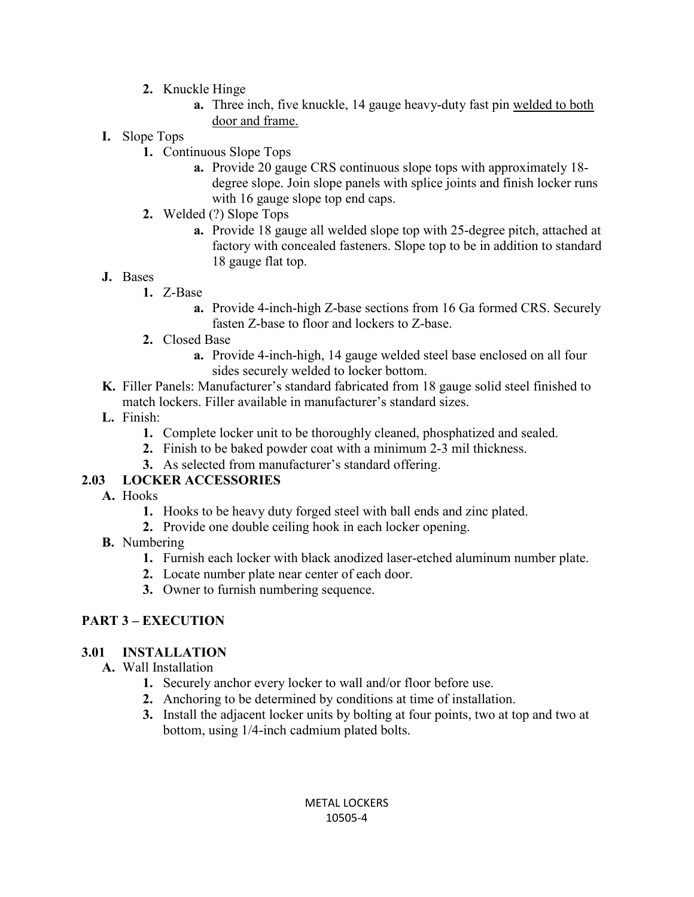2. **2.** Knuckle Hinge
   - **a.** Three inch, five knuckle, 14 gauge heavy-duty fast pin <u>welded to both door and frame.</u>

**I.** Slope Tops

1. **1.** Continuous Slope Tops
   - **a.** Provide 20 gauge CRS continuous slope tops with approximately 18-degree slope. Join slope panels with splice joints and finish locker runs with 16 gauge slope top end caps.
2. **2.** Welded (?) Slope Tops
   - **a.** Provide 18 gauge all welded slope top with 25-degree pitch, attached at factory with concealed fasteners. Slope top to be in addition to standard 18 gauge flat top.

**J.** Bases

1. **1.** Z-Base
   - **a.** Provide 4-inch-high Z-base sections from 16 Ga formed CRS. Securely fasten Z-base to floor and lockers to Z-base.
2. **2.** Closed Base
   - **a.** Provide 4-inch-high, 14 gauge welded steel base enclosed on all four sides securely welded to locker bottom.

**K.** Filler Panels: Manufacturer's standard fabricated from 18 gauge solid steel finished to match lockers. Filler available in manufacturer's standard sizes.

**L.** Finish:

1. **1.** Complete locker unit to be thoroughly cleaned, phosphatized and sealed.
2. **2.** Finish to be baked powder coat with a minimum 2-3 mil thickness.
3. **3.** As selected from manufacturer's standard offering.

### 2.03 LOCKER ACCESSORIES

**A.** Hooks

1. **1.** Hooks to be heavy duty forged steel with ball ends and zinc plated.
2. **2.** Provide one double ceiling hook in each locker opening.

**B.** Numbering

1. **1.** Furnish each locker with black anodized laser-etched aluminum number plate.
2. **2.** Locate number plate near center of each door.
3. **3.** Owner to furnish numbering sequence.

## PART 3 – EXECUTION

### 3.01 INSTALLATION

**A.** Wall Installation

1. **1.** Securely anchor every locker to wall and/or floor before use.
2. **2.** Anchoring to be determined by conditions at time of installation.
3. **3.** Install the adjacent locker units by bolting at four points, two at top and two at bottom, using 1/4-inch cadmium plated bolts.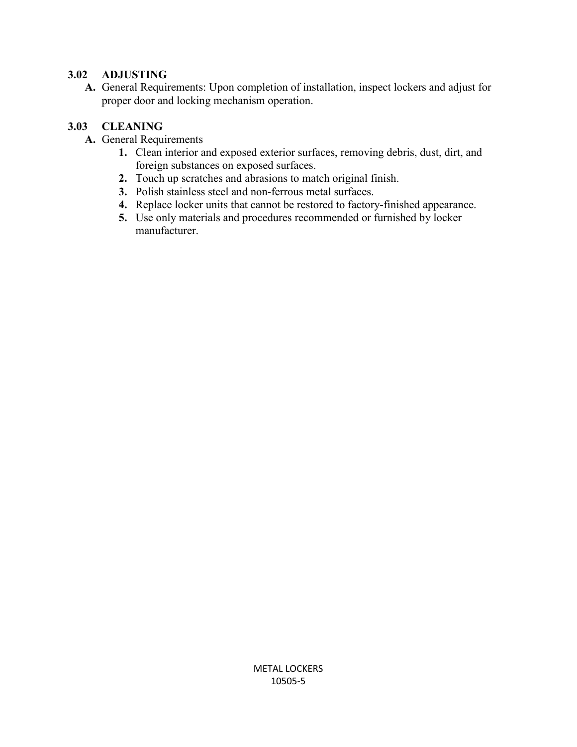### 3.02 ADJUSTING

**A.** General Requirements: Upon completion of installation, inspect lockers and adjust for proper door and locking mechanism operation.

### 3.03 CLEANING

**A.** General Requirements

1. Clean interior and exposed exterior surfaces, removing debris, dust, dirt, and foreign substances on exposed surfaces.
2. Touch up scratches and abrasions to match original finish.
3. Polish stainless steel and non-ferrous metal surfaces.
4. Replace locker units that cannot be restored to factory-finished appearance.
5. Use only materials and procedures recommended or furnished by locker manufacturer.